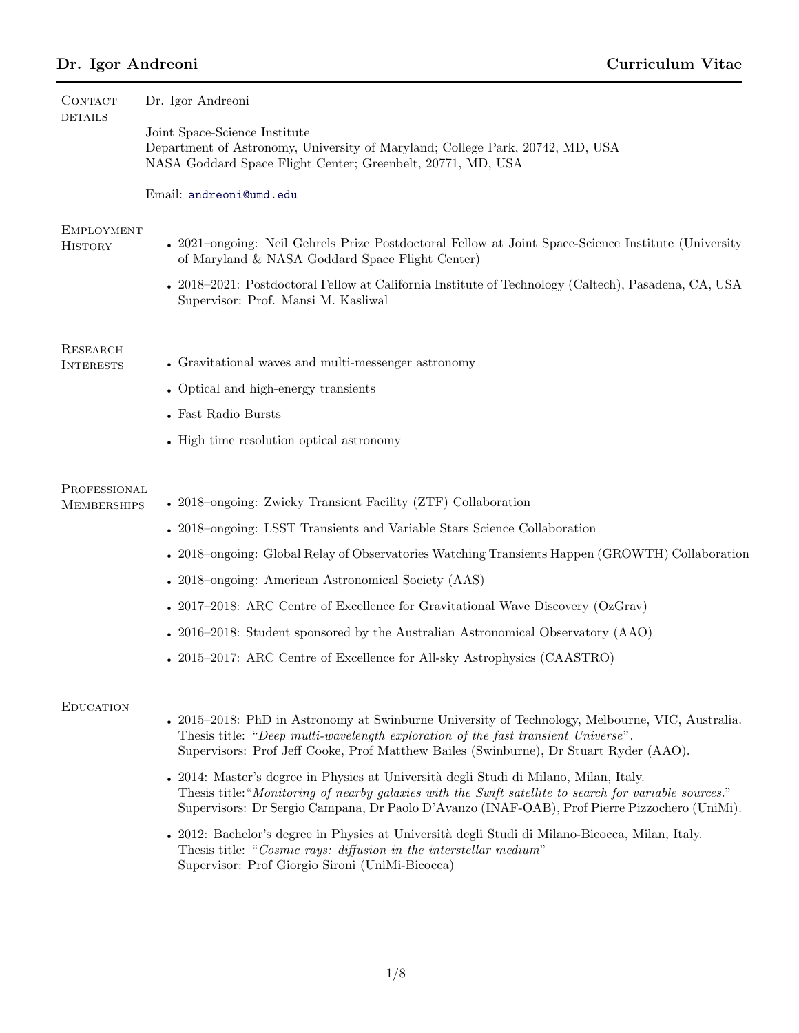# Dr. Igor Andreoni — Curriculum Vitae

## Contact details

Dr. Igor Andreoni

Joint Space-Science Institute
Department of Astronomy, University of Maryland; College Park, 20742, MD, USA
NASA Goddard Space Flight Center; Greenbelt, 20771, MD, USA

Email: andreoni@umd.edu

## Employment History

- 2021–ongoing: Neil Gehrels Prize Postdoctoral Fellow at Joint Space-Science Institute (University of Maryland & NASA Goddard Space Flight Center)
- 2018–2021: Postdoctoral Fellow at California Institute of Technology (Caltech), Pasadena, CA, USA
  Supervisor: Prof. Mansi M. Kasliwal

## Research Interests

- Gravitational waves and multi-messenger astronomy
- Optical and high-energy transients
- Fast Radio Bursts
- High time resolution optical astronomy

## Professional Memberships

- 2018–ongoing: Zwicky Transient Facility (ZTF) Collaboration
- 2018–ongoing: LSST Transients and Variable Stars Science Collaboration
- 2018–ongoing: Global Relay of Observatories Watching Transients Happen (GROWTH) Collaboration
- 2018–ongoing: American Astronomical Society (AAS)
- 2017–2018: ARC Centre of Excellence for Gravitational Wave Discovery (OzGrav)
- 2016–2018: Student sponsored by the Australian Astronomical Observatory (AAO)
- 2015–2017: ARC Centre of Excellence for All-sky Astrophysics (CAASTRO)

## Education

- 2015–2018: PhD in Astronomy at Swinburne University of Technology, Melbourne, VIC, Australia.
  Thesis title: "*Deep multi-wavelength exploration of the fast transient Universe*".
  Supervisors: Prof Jeff Cooke, Prof Matthew Bailes (Swinburne), Dr Stuart Ryder (AAO).
- 2014: Master's degree in Physics at Università degli Studi di Milano, Milan, Italy.
  Thesis title:"*Monitoring of nearby galaxies with the Swift satellite to search for variable sources.*"
  Supervisors: Dr Sergio Campana, Dr Paolo D'Avanzo (INAF-OAB), Prof Pierre Pizzochero (UniMi).
- 2012: Bachelor's degree in Physics at Università degli Studi di Milano-Bicocca, Milan, Italy.
  Thesis title: "*Cosmic rays: diffusion in the interstellar medium*"
  Supervisor: Prof Giorgio Sironi (UniMi-Bicocca)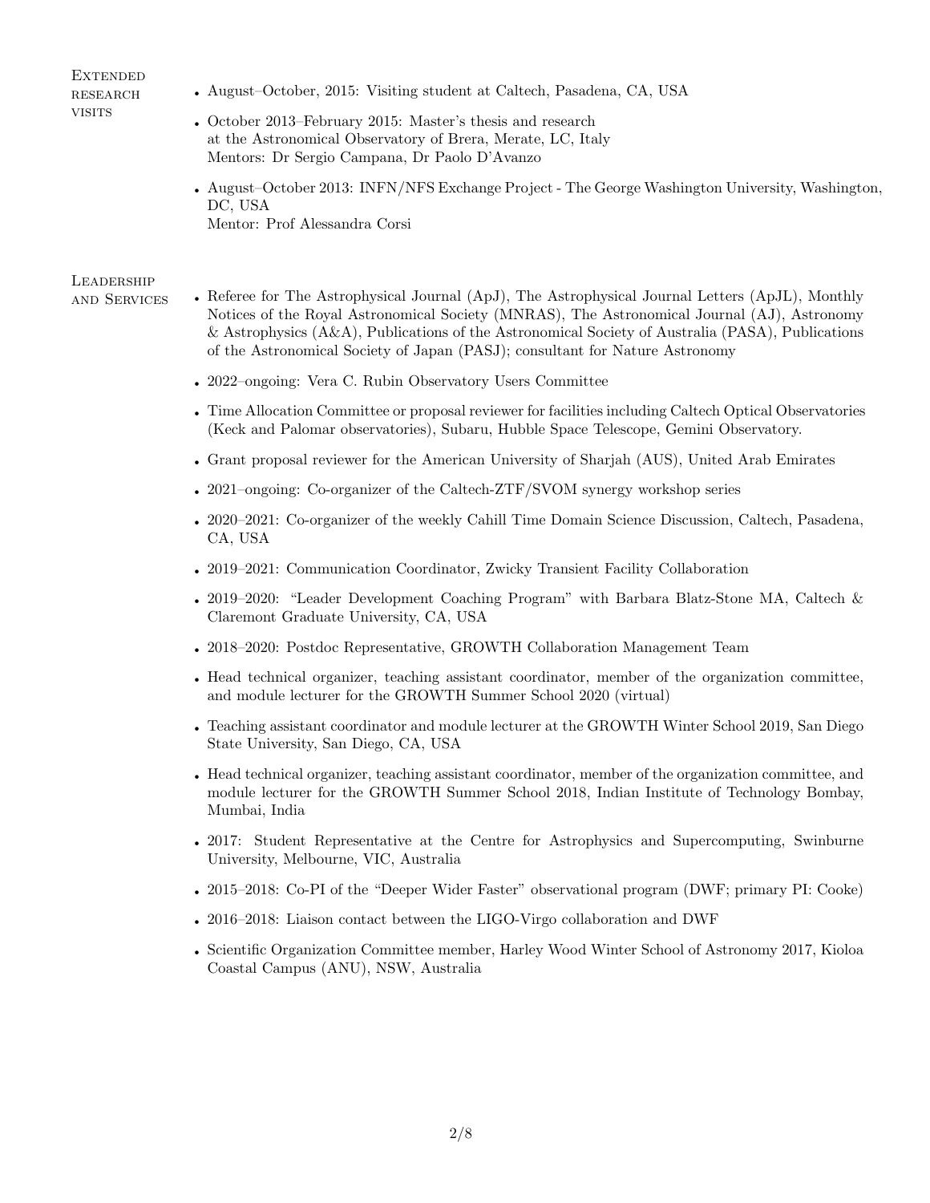## Extended research visits

- August–October, 2015: Visiting student at Caltech, Pasadena, CA, USA
- October 2013–February 2015: Master's thesis and research at the Astronomical Observatory of Brera, Merate, LC, Italy
  Mentors: Dr Sergio Campana, Dr Paolo D'Avanzo
- August–October 2013: INFN/NFS Exchange Project - The George Washington University, Washington, DC, USA
  Mentor: Prof Alessandra Corsi

## Leadership and Services

- Referee for The Astrophysical Journal (ApJ), The Astrophysical Journal Letters (ApJL), Monthly Notices of the Royal Astronomical Society (MNRAS), The Astronomical Journal (AJ), Astronomy & Astrophysics (A&A), Publications of the Astronomical Society of Australia (PASA), Publications of the Astronomical Society of Japan (PASJ); consultant for Nature Astronomy
- 2022–ongoing: Vera C. Rubin Observatory Users Committee
- Time Allocation Committee or proposal reviewer for facilities including Caltech Optical Observatories (Keck and Palomar observatories), Subaru, Hubble Space Telescope, Gemini Observatory.
- Grant proposal reviewer for the American University of Sharjah (AUS), United Arab Emirates
- 2021–ongoing: Co-organizer of the Caltech-ZTF/SVOM synergy workshop series
- 2020–2021: Co-organizer of the weekly Cahill Time Domain Science Discussion, Caltech, Pasadena, CA, USA
- 2019–2021: Communication Coordinator, Zwicky Transient Facility Collaboration
- 2019–2020: "Leader Development Coaching Program" with Barbara Blatz-Stone MA, Caltech & Claremont Graduate University, CA, USA
- 2018–2020: Postdoc Representative, GROWTH Collaboration Management Team
- Head technical organizer, teaching assistant coordinator, member of the organization committee, and module lecturer for the GROWTH Summer School 2020 (virtual)
- Teaching assistant coordinator and module lecturer at the GROWTH Winter School 2019, San Diego State University, San Diego, CA, USA
- Head technical organizer, teaching assistant coordinator, member of the organization committee, and module lecturer for the GROWTH Summer School 2018, Indian Institute of Technology Bombay, Mumbai, India
- 2017: Student Representative at the Centre for Astrophysics and Supercomputing, Swinburne University, Melbourne, VIC, Australia
- 2015–2018: Co-PI of the "Deeper Wider Faster" observational program (DWF; primary PI: Cooke)
- 2016–2018: Liaison contact between the LIGO-Virgo collaboration and DWF
- Scientific Organization Committee member, Harley Wood Winter School of Astronomy 2017, Kioloa Coastal Campus (ANU), NSW, Australia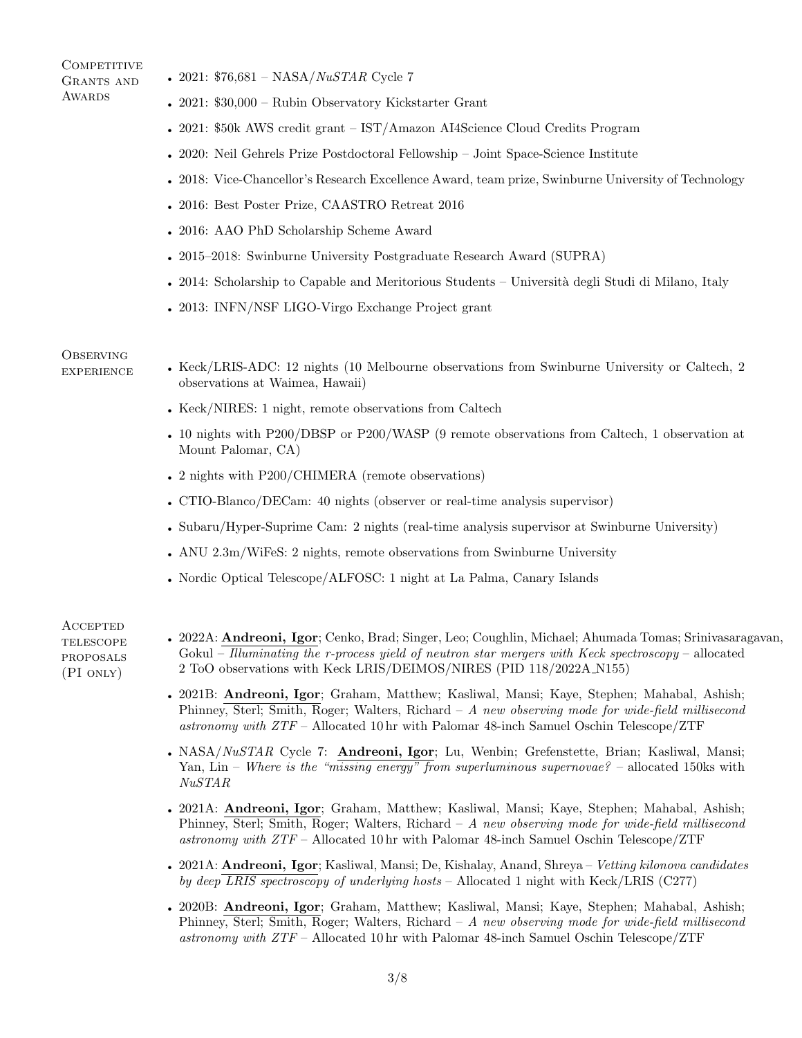## Competitive Grants and Awards

- 2021: $76,681 – NASA/*NuSTAR* Cycle 7
- 2021: $30,000 – Rubin Observatory Kickstarter Grant
- 2021: $50k AWS credit grant – IST/Amazon AI4Science Cloud Credits Program
- 2020: Neil Gehrels Prize Postdoctoral Fellowship – Joint Space-Science Institute
- 2018: Vice-Chancellor's Research Excellence Award, team prize, Swinburne University of Technology
- 2016: Best Poster Prize, CAASTRO Retreat 2016
- 2016: AAO PhD Scholarship Scheme Award
- 2015–2018: Swinburne University Postgraduate Research Award (SUPRA)
- 2014: Scholarship to Capable and Meritorious Students – Università degli Studi di Milano, Italy
- 2013: INFN/NSF LIGO-Virgo Exchange Project grant

## Observing experience

- Keck/LRIS-ADC: 12 nights (10 Melbourne observations from Swinburne University or Caltech, 2 observations at Waimea, Hawaii)
- Keck/NIRES: 1 night, remote observations from Caltech
- 10 nights with P200/DBSP or P200/WASP (9 remote observations from Caltech, 1 observation at Mount Palomar, CA)
- 2 nights with P200/CHIMERA (remote observations)
- CTIO-Blanco/DECam: 40 nights (observer or real-time analysis supervisor)
- Subaru/Hyper-Suprime Cam: 2 nights (real-time analysis supervisor at Swinburne University)
- ANU 2.3m/WiFeS: 2 nights, remote observations from Swinburne University
- Nordic Optical Telescope/ALFOSC: 1 night at La Palma, Canary Islands

## Accepted telescope proposals (PI only)

- 2022A: **Andreoni, Igor**; Cenko, Brad; Singer, Leo; Coughlin, Michael; Ahumada Tomas; Srinivasaragavan, Gokul – *Illuminating the r-process yield of neutron star mergers with Keck spectroscopy* – allocated 2 ToO observations with Keck LRIS/DEIMOS/NIRES (PID 118/2022A_N155)
- 2021B: **Andreoni, Igor**; Graham, Matthew; Kasliwal, Mansi; Kaye, Stephen; Mahabal, Ashish; Phinney, Sterl; Smith, Roger; Walters, Richard – *A new observing mode for wide-field millisecond astronomy with ZTF* – Allocated 10 hr with Palomar 48-inch Samuel Oschin Telescope/ZTF
- NASA/*NuSTAR* Cycle 7: **Andreoni, Igor**; Lu, Wenbin; Grefenstette, Brian; Kasliwal, Mansi; Yan, Lin – *Where is the "missing energy" from superluminous supernovae?* – allocated 150ks with *NuSTAR*
- 2021A: **Andreoni, Igor**; Graham, Matthew; Kasliwal, Mansi; Kaye, Stephen; Mahabal, Ashish; Phinney, Sterl; Smith, Roger; Walters, Richard – *A new observing mode for wide-field millisecond astronomy with ZTF* – Allocated 10 hr with Palomar 48-inch Samuel Oschin Telescope/ZTF
- 2021A: **Andreoni, Igor**; Kasliwal, Mansi; De, Kishalay, Anand, Shreya – *Vetting kilonova candidates by deep LRIS spectroscopy of underlying hosts* – Allocated 1 night with Keck/LRIS (C277)
- 2020B: **Andreoni, Igor**; Graham, Matthew; Kasliwal, Mansi; Kaye, Stephen; Mahabal, Ashish; Phinney, Sterl; Smith, Roger; Walters, Richard – *A new observing mode for wide-field millisecond astronomy with ZTF* – Allocated 10 hr with Palomar 48-inch Samuel Oschin Telescope/ZTF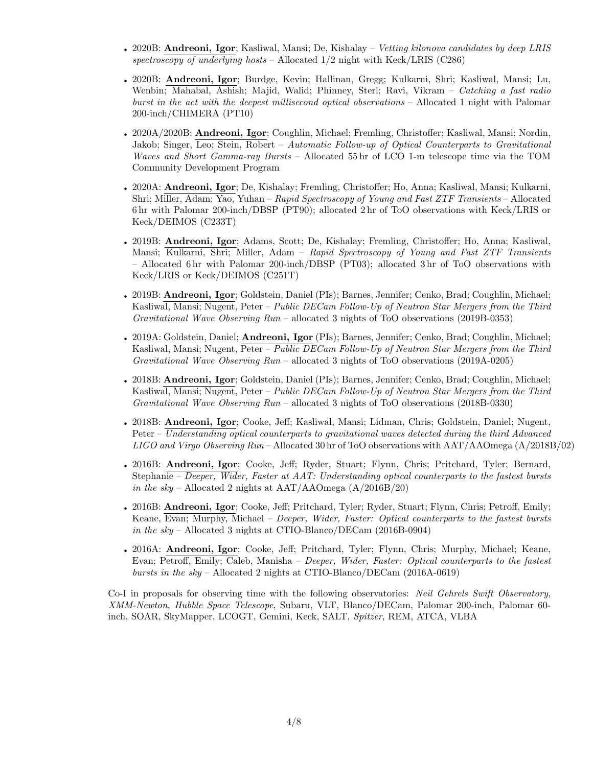- 2020B: **Andreoni, Igor**; Kasliwal, Mansi; De, Kishalay – *Vetting kilonova candidates by deep LRIS spectroscopy of underlying hosts* – Allocated 1/2 night with Keck/LRIS (C286)
- 2020B: **Andreoni, Igor**; Burdge, Kevin; Hallinan, Gregg; Kulkarni, Shri; Kasliwal, Mansi; Lu, Wenbin; Mahabal, Ashish; Majid, Walid; Phinney, Sterl; Ravi, Vikram – *Catching a fast radio burst in the act with the deepest millisecond optical observations* – Allocated 1 night with Palomar 200-inch/CHIMERA (PT10)
- 2020A/2020B: **Andreoni, Igor**; Coughlin, Michael; Fremling, Christoffer; Kasliwal, Mansi; Nordin, Jakob; Singer, Leo; Stein, Robert – *Automatic Follow-up of Optical Counterparts to Gravitational Waves and Short Gamma-ray Bursts* – Allocated 55 hr of LCO 1-m telescope time via the TOM Community Development Program
- 2020A: **Andreoni, Igor**; De, Kishalay; Fremling, Christoffer; Ho, Anna; Kasliwal, Mansi; Kulkarni, Shri; Miller, Adam; Yao, Yuhan – *Rapid Spectroscopy of Young and Fast ZTF Transients* – Allocated 6 hr with Palomar 200-inch/DBSP (PT90); allocated 2 hr of ToO observations with Keck/LRIS or Keck/DEIMOS (C233T)
- 2019B: **Andreoni, Igor**; Adams, Scott; De, Kishalay; Fremling, Christoffer; Ho, Anna; Kasliwal, Mansi; Kulkarni, Shri; Miller, Adam – *Rapid Spectroscopy of Young and Fast ZTF Transients* – Allocated 6 hr with Palomar 200-inch/DBSP (PT03); allocated 3 hr of ToO observations with Keck/LRIS or Keck/DEIMOS (C251T)
- 2019B: **Andreoni, Igor**; Goldstein, Daniel (PIs); Barnes, Jennifer; Cenko, Brad; Coughlin, Michael; Kasliwal, Mansi; Nugent, Peter – *Public DECam Follow-Up of Neutron Star Mergers from the Third Gravitational Wave Observing Run* – allocated 3 nights of ToO observations (2019B-0353)
- 2019A: Goldstein, Daniel; **Andreoni, Igor** (PIs); Barnes, Jennifer; Cenko, Brad; Coughlin, Michael; Kasliwal, Mansi; Nugent, Peter – *Public DECam Follow-Up of Neutron Star Mergers from the Third Gravitational Wave Observing Run* – allocated 3 nights of ToO observations (2019A-0205)
- 2018B: **Andreoni, Igor**; Goldstein, Daniel (PIs); Barnes, Jennifer; Cenko, Brad; Coughlin, Michael; Kasliwal, Mansi; Nugent, Peter – *Public DECam Follow-Up of Neutron Star Mergers from the Third Gravitational Wave Observing Run* – allocated 3 nights of ToO observations (2018B-0330)
- 2018B: **Andreoni, Igor**; Cooke, Jeff; Kasliwal, Mansi; Lidman, Chris; Goldstein, Daniel; Nugent, Peter – *Understanding optical counterparts to gravitational waves detected during the third Advanced LIGO and Virgo Observing Run* – Allocated 30 hr of ToO observations with AAT/AAOmega (A/2018B/02)
- 2016B: **Andreoni, Igor**; Cooke, Jeff; Ryder, Stuart; Flynn, Chris; Pritchard, Tyler; Bernard, Stephanie – *Deeper, Wider, Faster at AAT: Understanding optical counterparts to the fastest bursts in the sky* – Allocated 2 nights at AAT/AAOmega (A/2016B/20)
- 2016B: **Andreoni, Igor**; Cooke, Jeff; Pritchard, Tyler; Ryder, Stuart; Flynn, Chris; Petroff, Emily; Keane, Evan; Murphy, Michael – *Deeper, Wider, Faster: Optical counterparts to the fastest bursts in the sky* – Allocated 3 nights at CTIO-Blanco/DECam (2016B-0904)
- 2016A: **Andreoni, Igor**; Cooke, Jeff; Pritchard, Tyler; Flynn, Chris; Murphy, Michael; Keane, Evan; Petroff, Emily; Caleb, Manisha – *Deeper, Wider, Faster: Optical counterparts to the fastest bursts in the sky* – Allocated 2 nights at CTIO-Blanco/DECam (2016A-0619)

Co-I in proposals for observing time with the following observatories: *Neil Gehrels Swift Observatory*, *XMM-Newton*, *Hubble Space Telescope*, Subaru, VLT, Blanco/DECam, Palomar 200-inch, Palomar 60-inch, SOAR, SkyMapper, LCOGT, Gemini, Keck, SALT, *Spitzer*, REM, ATCA, VLBA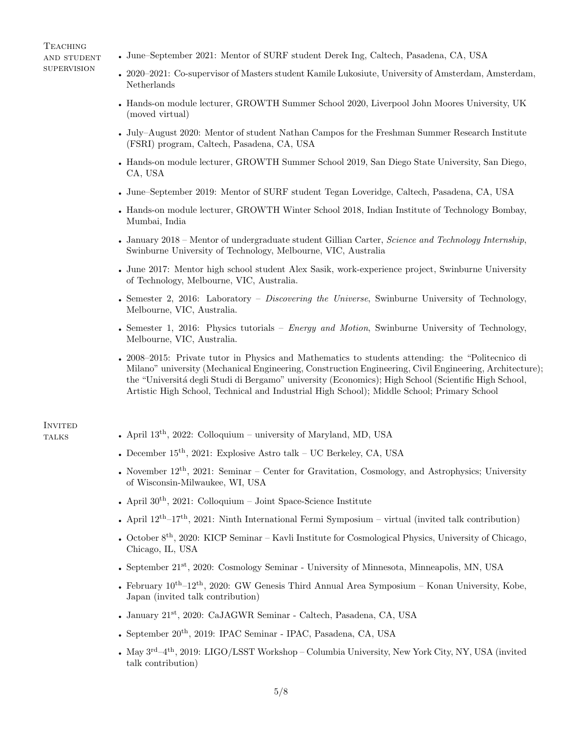## Teaching and student supervision

- June–September 2021: Mentor of SURF student Derek Ing, Caltech, Pasadena, CA, USA
- 2020–2021: Co-supervisor of Masters student Kamile Lukosiute, University of Amsterdam, Amsterdam, Netherlands
- Hands-on module lecturer, GROWTH Summer School 2020, Liverpool John Moores University, UK (moved virtual)
- July–August 2020: Mentor of student Nathan Campos for the Freshman Summer Research Institute (FSRI) program, Caltech, Pasadena, CA, USA
- Hands-on module lecturer, GROWTH Summer School 2019, San Diego State University, San Diego, CA, USA
- June–September 2019: Mentor of SURF student Tegan Loveridge, Caltech, Pasadena, CA, USA
- Hands-on module lecturer, GROWTH Winter School 2018, Indian Institute of Technology Bombay, Mumbai, India
- January 2018 – Mentor of undergraduate student Gillian Carter, *Science and Technology Internship*, Swinburne University of Technology, Melbourne, VIC, Australia
- June 2017: Mentor high school student Alex Sasik, work-experience project, Swinburne University of Technology, Melbourne, VIC, Australia.
- Semester 2, 2016: Laboratory – *Discovering the Universe*, Swinburne University of Technology, Melbourne, VIC, Australia.
- Semester 1, 2016: Physics tutorials – *Energy and Motion*, Swinburne University of Technology, Melbourne, VIC, Australia.
- 2008–2015: Private tutor in Physics and Mathematics to students attending: the "Politecnico di Milano" university (Mechanical Engineering, Construction Engineering, Civil Engineering, Architecture); the "Universitá degli Studi di Bergamo" university (Economics); High School (Scientific High School, Artistic High School, Technical and Industrial High School); Middle School; Primary School

## Invited talks

- April 13th, 2022: Colloquium – university of Maryland, MD, USA
- December 15th, 2021: Explosive Astro talk – UC Berkeley, CA, USA
- November 12th, 2021: Seminar – Center for Gravitation, Cosmology, and Astrophysics; University of Wisconsin-Milwaukee, WI, USA
- April 30th, 2021: Colloquium – Joint Space-Science Institute
- April 12th–17th, 2021: Ninth International Fermi Symposium – virtual (invited talk contribution)
- October 8th, 2020: KICP Seminar – Kavli Institute for Cosmological Physics, University of Chicago, Chicago, IL, USA
- September 21st, 2020: Cosmology Seminar - University of Minnesota, Minneapolis, MN, USA
- February 10th–12th, 2020: GW Genesis Third Annual Area Symposium – Konan University, Kobe, Japan (invited talk contribution)
- January 21st, 2020: CaJAGWR Seminar - Caltech, Pasadena, CA, USA
- September 20th, 2019: IPAC Seminar - IPAC, Pasadena, CA, USA
- May 3rd–4th, 2019: LIGO/LSST Workshop – Columbia University, New York City, NY, USA (invited talk contribution)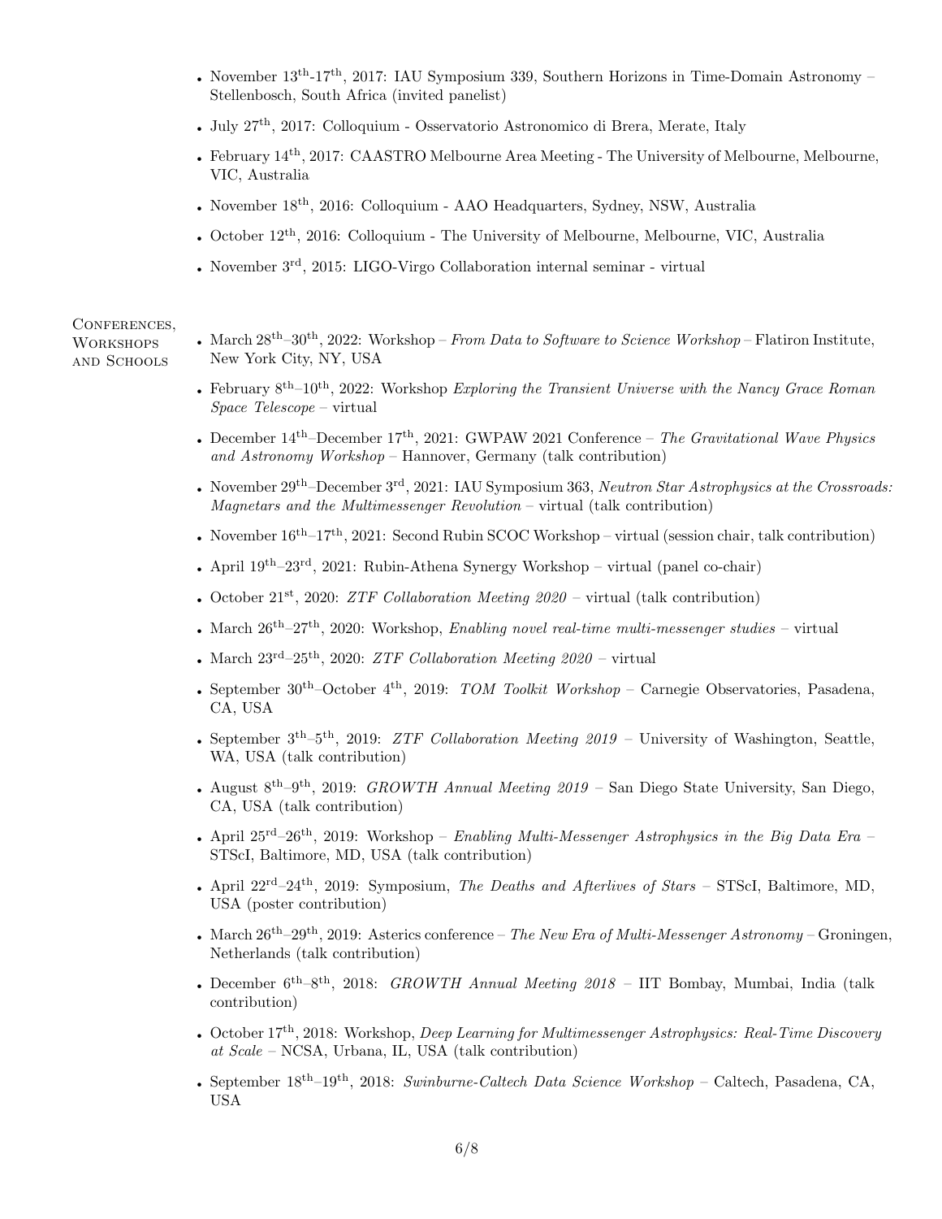- November 13$^{th}$-17$^{th}$, 2017: IAU Symposium 339, Southern Horizons in Time-Domain Astronomy – Stellenbosch, South Africa (invited panelist)
- July 27$^{th}$, 2017: Colloquium - Osservatorio Astronomico di Brera, Merate, Italy
- February 14$^{th}$, 2017: CAASTRO Melbourne Area Meeting - The University of Melbourne, Melbourne, VIC, Australia
- November 18$^{th}$, 2016: Colloquium - AAO Headquarters, Sydney, NSW, Australia
- October 12$^{th}$, 2016: Colloquium - The University of Melbourne, Melbourne, VIC, Australia
- November 3$^{rd}$, 2015: LIGO-Virgo Collaboration internal seminar - virtual

## Conferences, Workshops and Schools

- March 28$^{th}$–30$^{th}$, 2022: Workshop – *From Data to Software to Science Workshop* – Flatiron Institute, New York City, NY, USA
- February 8$^{th}$–10$^{th}$, 2022: Workshop *Exploring the Transient Universe with the Nancy Grace Roman Space Telescope* – virtual
- December 14$^{th}$–December 17$^{th}$, 2021: GWPAW 2021 Conference – *The Gravitational Wave Physics and Astronomy Workshop* – Hannover, Germany (talk contribution)
- November 29$^{th}$–December 3$^{rd}$, 2021: IAU Symposium 363, *Neutron Star Astrophysics at the Crossroads: Magnetars and the Multimessenger Revolution* – virtual (talk contribution)
- November 16$^{th}$–17$^{th}$, 2021: Second Rubin SCOC Workshop – virtual (session chair, talk contribution)
- April 19$^{th}$–23$^{rd}$, 2021: Rubin-Athena Synergy Workshop – virtual (panel co-chair)
- October 21$^{st}$, 2020: *ZTF Collaboration Meeting 2020* – virtual (talk contribution)
- March 26$^{th}$–27$^{th}$, 2020: Workshop, *Enabling novel real-time multi-messenger studies* – virtual
- March 23$^{rd}$–25$^{th}$, 2020: *ZTF Collaboration Meeting 2020* – virtual
- September 30$^{th}$–October 4$^{th}$, 2019: *TOM Toolkit Workshop* – Carnegie Observatories, Pasadena, CA, USA
- September 3$^{th}$–5$^{th}$, 2019: *ZTF Collaboration Meeting 2019* – University of Washington, Seattle, WA, USA (talk contribution)
- August 8$^{th}$–9$^{th}$, 2019: *GROWTH Annual Meeting 2019* – San Diego State University, San Diego, CA, USA (talk contribution)
- April 25$^{rd}$–26$^{th}$, 2019: Workshop – *Enabling Multi-Messenger Astrophysics in the Big Data Era* – STScI, Baltimore, MD, USA (talk contribution)
- April 22$^{rd}$–24$^{th}$, 2019: Symposium, *The Deaths and Afterlives of Stars* – STScI, Baltimore, MD, USA (poster contribution)
- March 26$^{th}$–29$^{th}$, 2019: Asterics conference – *The New Era of Multi-Messenger Astronomy* – Groningen, Netherlands (talk contribution)
- December 6$^{th}$–8$^{th}$, 2018: *GROWTH Annual Meeting 2018* – IIT Bombay, Mumbai, India (talk contribution)
- October 17$^{th}$, 2018: Workshop, *Deep Learning for Multimessenger Astrophysics: Real-Time Discovery at Scale* – NCSA, Urbana, IL, USA (talk contribution)
- September 18$^{th}$–19$^{th}$, 2018: *Swinburne-Caltech Data Science Workshop* – Caltech, Pasadena, CA, USA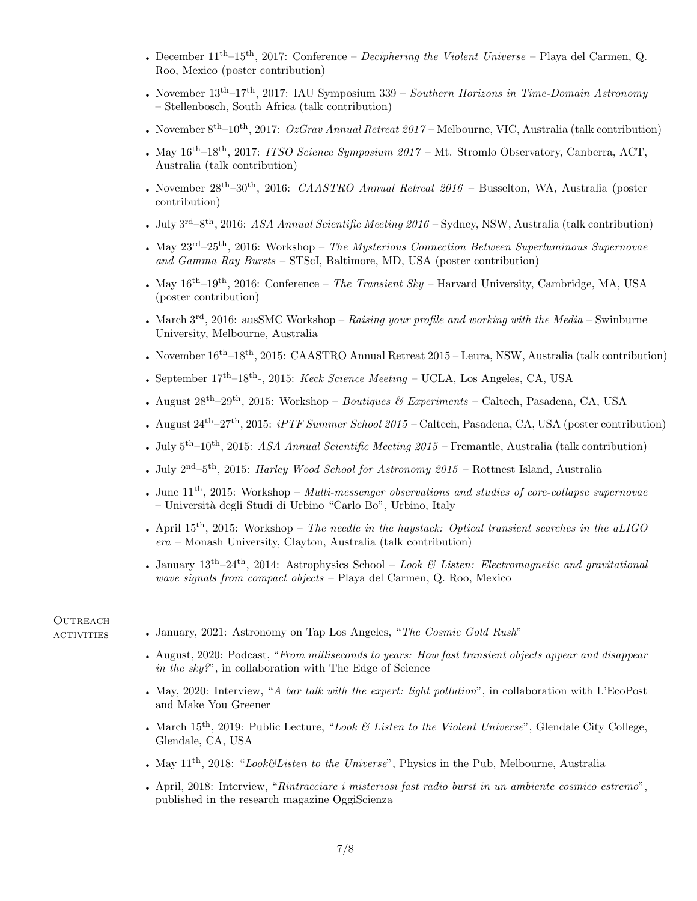- December $11^{th}$–$15^{th}$, 2017: Conference – *Deciphering the Violent Universe* – Playa del Carmen, Q. Roo, Mexico (poster contribution)
- November $13^{th}$–$17^{th}$, 2017: IAU Symposium 339 – *Southern Horizons in Time-Domain Astronomy* – Stellenbosch, South Africa (talk contribution)
- November $8^{th}$–$10^{th}$, 2017: *OzGrav Annual Retreat 2017* – Melbourne, VIC, Australia (talk contribution)
- May $16^{th}$–$18^{th}$, 2017: *ITSO Science Symposium 2017* – Mt. Stromlo Observatory, Canberra, ACT, Australia (talk contribution)
- November $28^{th}$–$30^{th}$, 2016: *CAASTRO Annual Retreat 2016* – Busselton, WA, Australia (poster contribution)
- July $3^{rd}$–$8^{th}$, 2016: *ASA Annual Scientific Meeting 2016* – Sydney, NSW, Australia (talk contribution)
- May $23^{rd}$–$25^{th}$, 2016: Workshop – *The Mysterious Connection Between Superluminous Supernovae and Gamma Ray Bursts* – STScI, Baltimore, MD, USA (poster contribution)
- May $16^{th}$–$19^{th}$, 2016: Conference – *The Transient Sky* – Harvard University, Cambridge, MA, USA (poster contribution)
- March $3^{rd}$, 2016: ausSMC Workshop – *Raising your profile and working with the Media* – Swinburne University, Melbourne, Australia
- November $16^{th}$–$18^{th}$, 2015: CAASTRO Annual Retreat 2015 – Leura, NSW, Australia (talk contribution)
- September $17^{th}$–$18^{th}$-, 2015: *Keck Science Meeting* – UCLA, Los Angeles, CA, USA
- August $28^{th}$–$29^{th}$, 2015: Workshop – *Boutiques & Experiments* – Caltech, Pasadena, CA, USA
- August $24^{th}$–$27^{th}$, 2015: *iPTF Summer School 2015* – Caltech, Pasadena, CA, USA (poster contribution)
- July $5^{th}$–$10^{th}$, 2015: *ASA Annual Scientific Meeting 2015* – Fremantle, Australia (talk contribution)
- July $2^{nd}$–$5^{th}$, 2015: *Harley Wood School for Astronomy 2015* – Rottnest Island, Australia
- June $11^{th}$, 2015: Workshop – *Multi-messenger observations and studies of core-collapse supernovae* – Università degli Studi di Urbino "Carlo Bo", Urbino, Italy
- April $15^{th}$, 2015: Workshop – *The needle in the haystack: Optical transient searches in the aLIGO era* – Monash University, Clayton, Australia (talk contribution)
- January $13^{th}$–$24^{th}$, 2014: Astrophysics School – *Look & Listen: Electromagnetic and gravitational wave signals from compact objects* – Playa del Carmen, Q. Roo, Mexico

## Outreach activities

- January, 2021: Astronomy on Tap Los Angeles, "*The Cosmic Gold Rush*"
- August, 2020: Podcast, "*From milliseconds to years: How fast transient objects appear and disappear in the sky?*", in collaboration with The Edge of Science
- May, 2020: Interview, "*A bar talk with the expert: light pollution*", in collaboration with L'EcoPost and Make You Greener
- March $15^{th}$, 2019: Public Lecture, "*Look & Listen to the Violent Universe*", Glendale City College, Glendale, CA, USA
- May $11^{th}$, 2018: "*Look&Listen to the Universe*", Physics in the Pub, Melbourne, Australia
- April, 2018: Interview, "*Rintracciare i misteriosi fast radio burst in un ambiente cosmico estremo*", published in the research magazine OggiScienza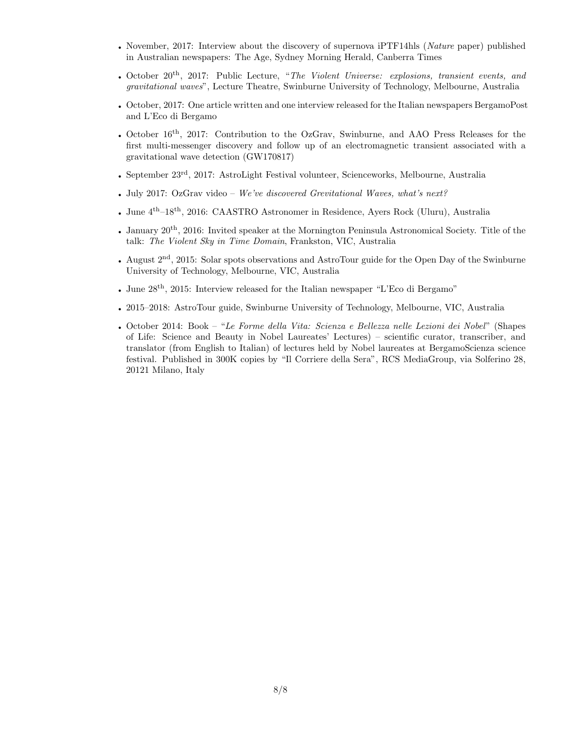- November, 2017: Interview about the discovery of supernova iPTF14hls (*Nature* paper) published in Australian newspapers: The Age, Sydney Morning Herald, Canberra Times
- October 20th, 2017: Public Lecture, "*The Violent Universe: explosions, transient events, and gravitational waves*", Lecture Theatre, Swinburne University of Technology, Melbourne, Australia
- October, 2017: One article written and one interview released for the Italian newspapers BergamoPost and L'Eco di Bergamo
- October 16th, 2017: Contribution to the OzGrav, Swinburne, and AAO Press Releases for the first multi-messenger discovery and follow up of an electromagnetic transient associated with a gravitational wave detection (GW170817)
- September 23rd, 2017: AstroLight Festival volunteer, Scienceworks, Melbourne, Australia
- July 2017: OzGrav video – *We've discovered Grevitational Waves, what's next?*
- June 4th–18th, 2016: CAASTRO Astronomer in Residence, Ayers Rock (Uluru), Australia
- January 20th, 2016: Invited speaker at the Mornington Peninsula Astronomical Society. Title of the talk: *The Violent Sky in Time Domain*, Frankston, VIC, Australia
- August 2nd, 2015: Solar spots observations and AstroTour guide for the Open Day of the Swinburne University of Technology, Melbourne, VIC, Australia
- June 28th, 2015: Interview released for the Italian newspaper "L'Eco di Bergamo"
- 2015–2018: AstroTour guide, Swinburne University of Technology, Melbourne, VIC, Australia
- October 2014: Book – "*Le Forme della Vita: Scienza e Bellezza nelle Lezioni dei Nobel*" (Shapes of Life: Science and Beauty in Nobel Laureates' Lectures) – scientific curator, transcriber, and translator (from English to Italian) of lectures held by Nobel laureates at BergamoScienza science festival. Published in 300K copies by "Il Corriere della Sera", RCS MediaGroup, via Solferino 28, 20121 Milano, Italy